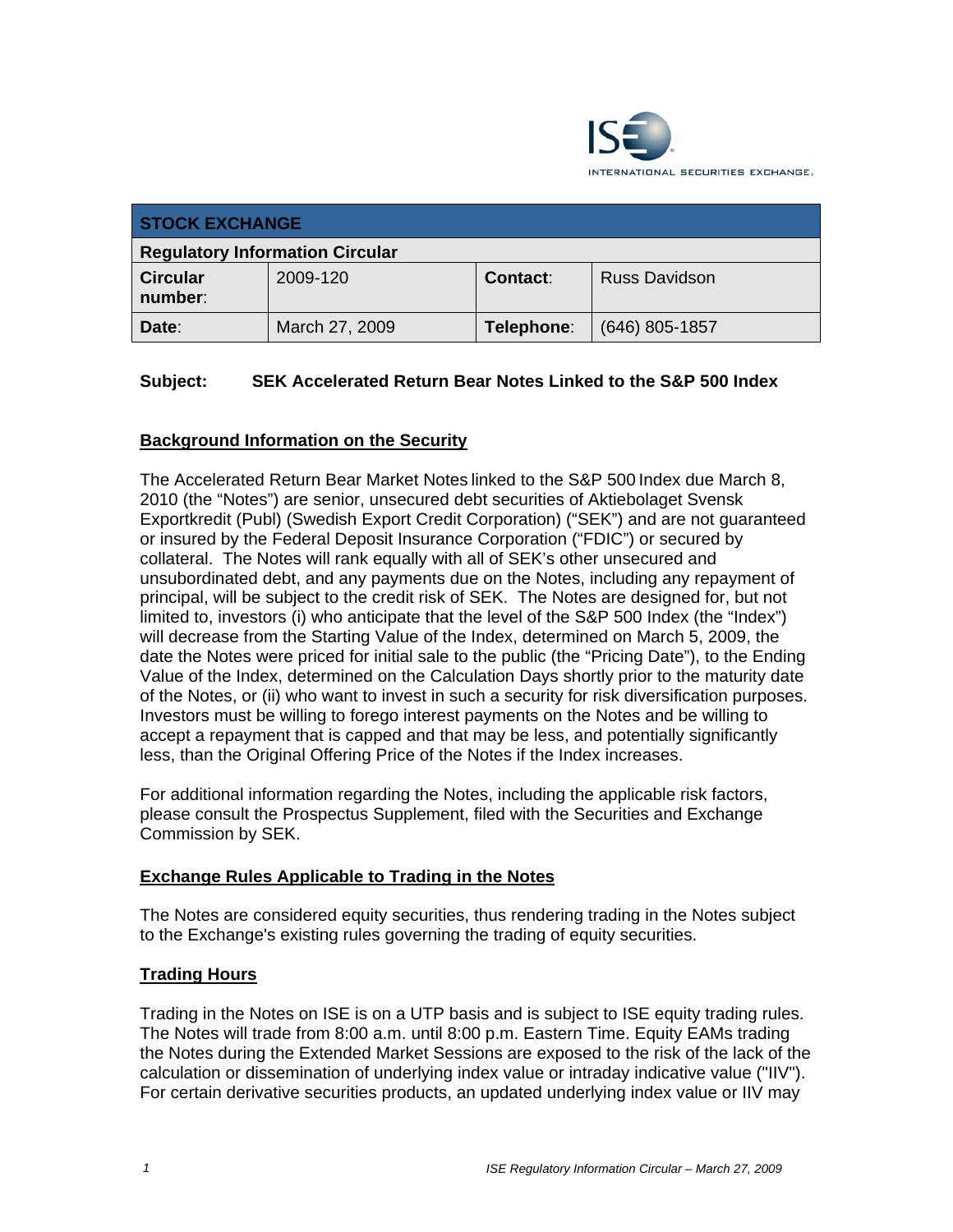ISE INTERNATIONAL SECURITIES EXCHANGE.

| STOCK EXCHANGE | | | |
|---|---|---|---|
| **Regulatory Information Circular** | | | |
| **Circular number**: | 2009-120 | **Contact**: | Russ Davidson |
| **Date**: | March 27, 2009 | **Telephone**: | (646) 805-1857 |

**Subject: SEK Accelerated Return Bear Notes Linked to the S&P 500 Index**

## Background Information on the Security

The Accelerated Return Bear Market Notes linked to the S&P 500 Index due March 8, 2010 (the "Notes") are senior, unsecured debt securities of Aktiebolaget Svensk Exportkredit (Publ) (Swedish Export Credit Corporation) ("SEK") and are not guaranteed or insured by the Federal Deposit Insurance Corporation ("FDIC") or secured by collateral. The Notes will rank equally with all of SEK's other unsecured and unsubordinated debt, and any payments due on the Notes, including any repayment of principal, will be subject to the credit risk of SEK. The Notes are designed for, but not limited to, investors (i) who anticipate that the level of the S&P 500 Index (the "Index") will decrease from the Starting Value of the Index, determined on March 5, 2009, the date the Notes were priced for initial sale to the public (the "Pricing Date"), to the Ending Value of the Index, determined on the Calculation Days shortly prior to the maturity date of the Notes, or (ii) who want to invest in such a security for risk diversification purposes. Investors must be willing to forego interest payments on the Notes and be willing to accept a repayment that is capped and that may be less, and potentially significantly less, than the Original Offering Price of the Notes if the Index increases.

For additional information regarding the Notes, including the applicable risk factors, please consult the Prospectus Supplement, filed with the Securities and Exchange Commission by SEK.

## Exchange Rules Applicable to Trading in the Notes

The Notes are considered equity securities, thus rendering trading in the Notes subject to the Exchange's existing rules governing the trading of equity securities.

## Trading Hours

Trading in the Notes on ISE is on a UTP basis and is subject to ISE equity trading rules. The Notes will trade from 8:00 a.m. until 8:00 p.m. Eastern Time. Equity EAMs trading the Notes during the Extended Market Sessions are exposed to the risk of the lack of the calculation or dissemination of underlying index value or intraday indicative value ("IIV"). For certain derivative securities products, an updated underlying index value or IIV may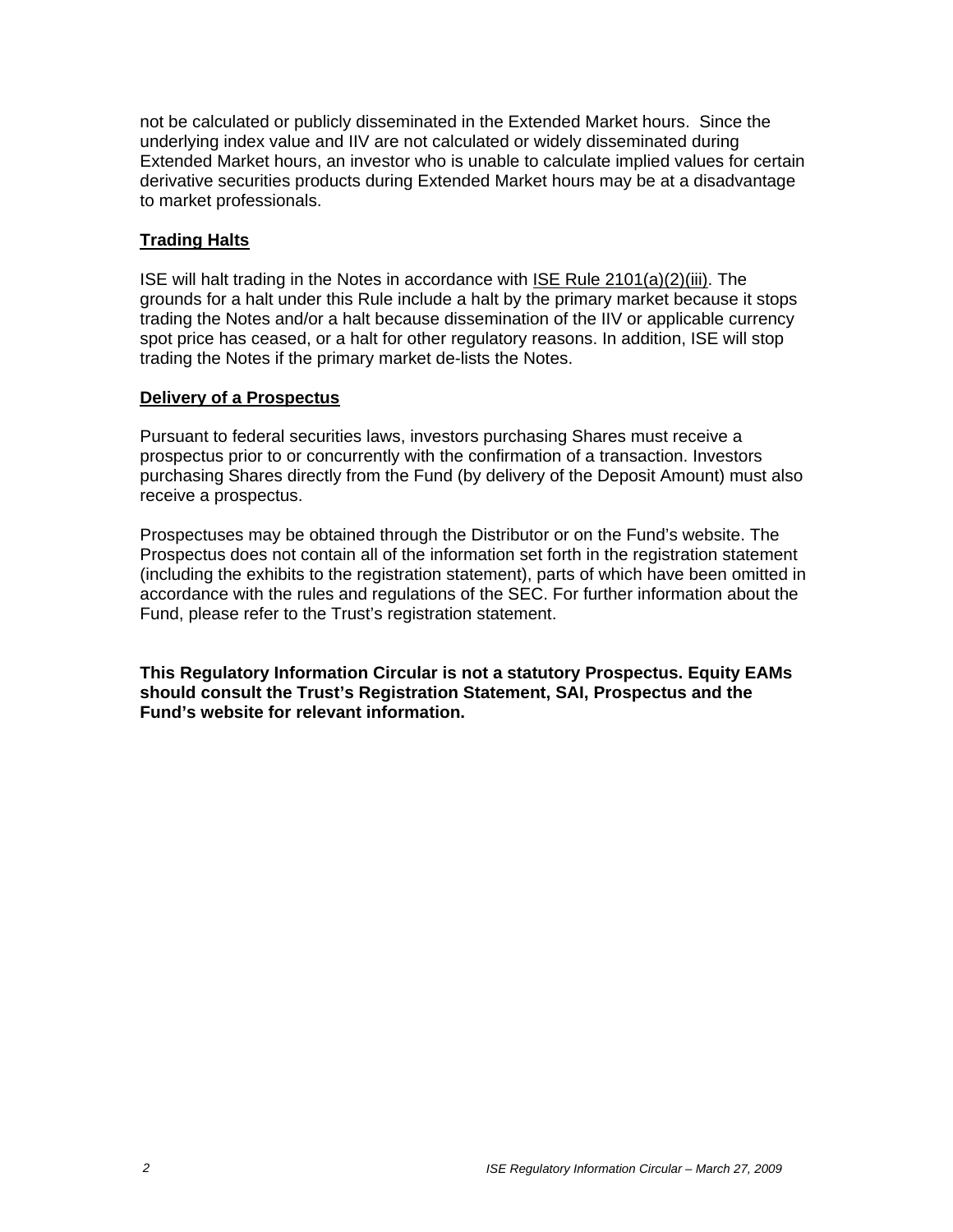not be calculated or publicly disseminated in the Extended Market hours. Since the underlying index value and IIV are not calculated or widely disseminated during Extended Market hours, an investor who is unable to calculate implied values for certain derivative securities products during Extended Market hours may be at a disadvantage to market professionals.

## Trading Halts

ISE will halt trading in the Notes in accordance with ISE Rule 2101(a)(2)(iii). The grounds for a halt under this Rule include a halt by the primary market because it stops trading the Notes and/or a halt because dissemination of the IIV or applicable currency spot price has ceased, or a halt for other regulatory reasons. In addition, ISE will stop trading the Notes if the primary market de-lists the Notes.

## Delivery of a Prospectus

Pursuant to federal securities laws, investors purchasing Shares must receive a prospectus prior to or concurrently with the confirmation of a transaction. Investors purchasing Shares directly from the Fund (by delivery of the Deposit Amount) must also receive a prospectus.

Prospectuses may be obtained through the Distributor or on the Fund's website. The Prospectus does not contain all of the information set forth in the registration statement (including the exhibits to the registration statement), parts of which have been omitted in accordance with the rules and regulations of the SEC. For further information about the Fund, please refer to the Trust's registration statement.

**This Regulatory Information Circular is not a statutory Prospectus. Equity EAMs should consult the Trust's Registration Statement, SAI, Prospectus and the Fund's website for relevant information.**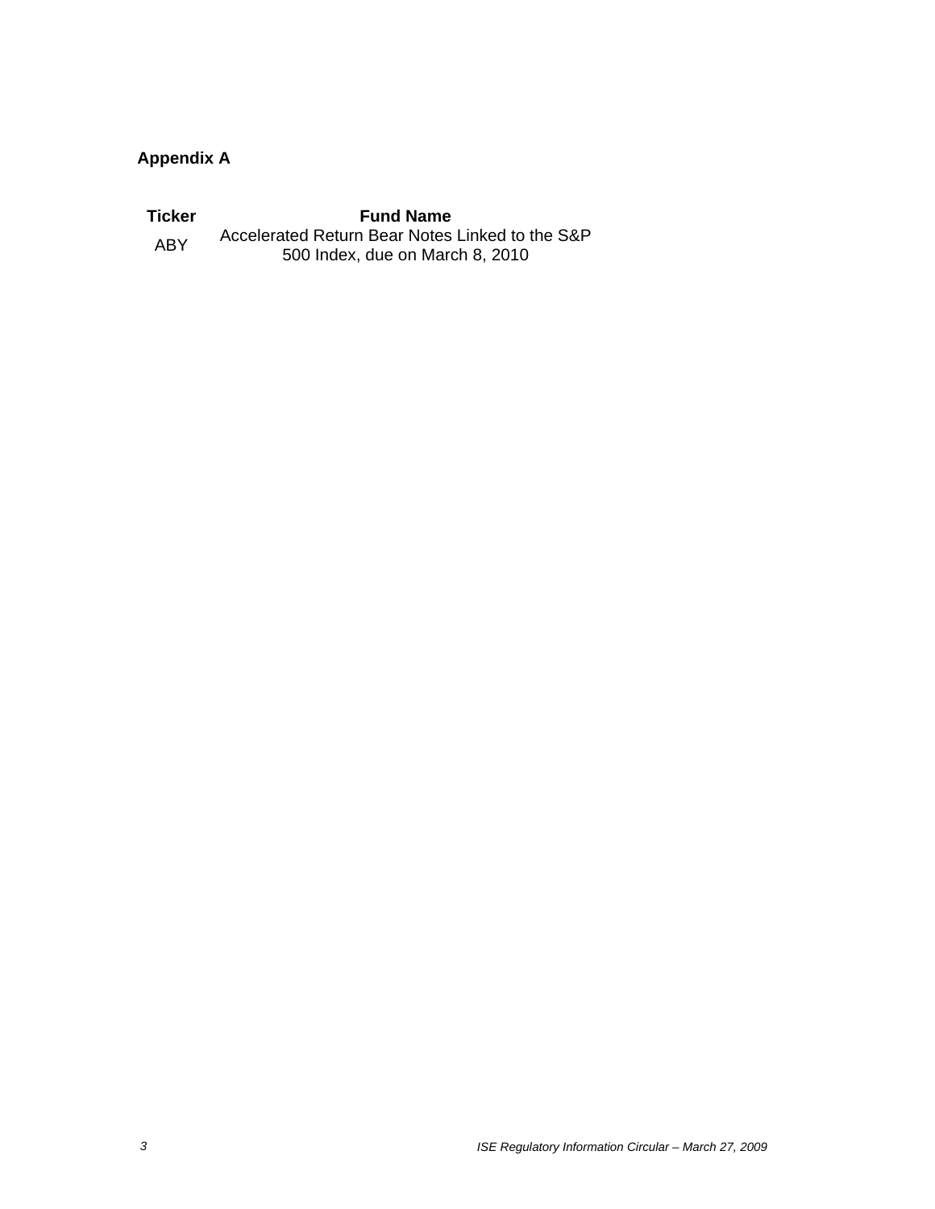**Appendix A**

| Ticker | Fund Name |
|---|---|
| ABY | Accelerated Return Bear Notes Linked to the S&P 500 Index, due on March 8, 2010 |